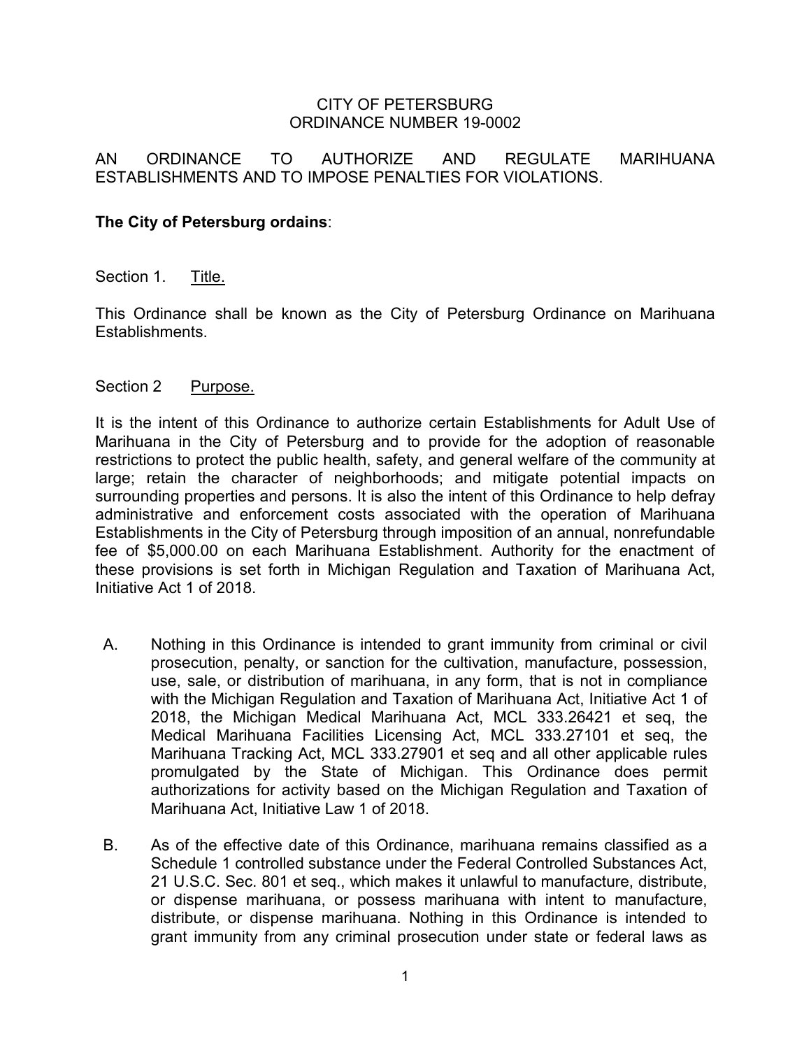CITY OF PETERSBURG
ORDINANCE NUMBER 19-0002

AN ORDINANCE TO AUTHORIZE AND REGULATE MARIHUANA ESTABLISHMENTS AND TO IMPOSE PENALTIES FOR VIOLATIONS.

**The City of Petersburg ordains**:

Section 1. Title.

This Ordinance shall be known as the City of Petersburg Ordinance on Marihuana Establishments.

Section 2 Purpose.

It is the intent of this Ordinance to authorize certain Establishments for Adult Use of Marihuana in the City of Petersburg and to provide for the adoption of reasonable restrictions to protect the public health, safety, and general welfare of the community at large; retain the character of neighborhoods; and mitigate potential impacts on surrounding properties and persons. It is also the intent of this Ordinance to help defray administrative and enforcement costs associated with the operation of Marihuana Establishments in the City of Petersburg through imposition of an annual, nonrefundable fee of $5,000.00 on each Marihuana Establishment. Authority for the enactment of these provisions is set forth in Michigan Regulation and Taxation of Marihuana Act, Initiative Act 1 of 2018.

A. Nothing in this Ordinance is intended to grant immunity from criminal or civil prosecution, penalty, or sanction for the cultivation, manufacture, possession, use, sale, or distribution of marihuana, in any form, that is not in compliance with the Michigan Regulation and Taxation of Marihuana Act, Initiative Act 1 of 2018, the Michigan Medical Marihuana Act, MCL 333.26421 et seq, the Medical Marihuana Facilities Licensing Act, MCL 333.27101 et seq, the Marihuana Tracking Act, MCL 333.27901 et seq and all other applicable rules promulgated by the State of Michigan. This Ordinance does permit authorizations for activity based on the Michigan Regulation and Taxation of Marihuana Act, Initiative Law 1 of 2018.

B. As of the effective date of this Ordinance, marihuana remains classified as a Schedule 1 controlled substance under the Federal Controlled Substances Act, 21 U.S.C. Sec. 801 et seq., which makes it unlawful to manufacture, distribute, or dispense marihuana, or possess marihuana with intent to manufacture, distribute, or dispense marihuana. Nothing in this Ordinance is intended to grant immunity from any criminal prosecution under state or federal laws as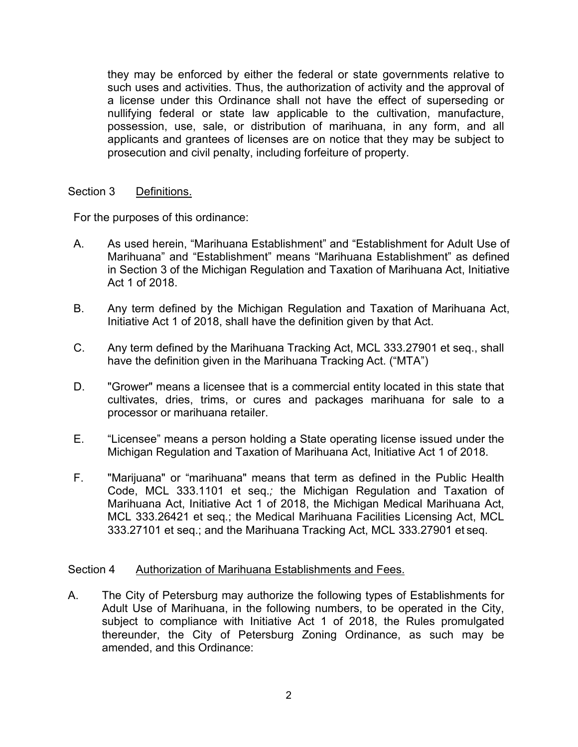they may be enforced by either the federal or state governments relative to such uses and activities. Thus, the authorization of activity and the approval of a license under this Ordinance shall not have the effect of superseding or nullifying federal or state law applicable to the cultivation, manufacture, possession, use, sale, or distribution of marihuana, in any form, and all applicants and grantees of licenses are on notice that they may be subject to prosecution and civil penalty, including forfeiture of property.

## Section 3 Definitions.

For the purposes of this ordinance:

A. As used herein, "Marihuana Establishment" and "Establishment for Adult Use of Marihuana" and "Establishment" means "Marihuana Establishment" as defined in Section 3 of the Michigan Regulation and Taxation of Marihuana Act, Initiative Act 1 of 2018.

B. Any term defined by the Michigan Regulation and Taxation of Marihuana Act, Initiative Act 1 of 2018, shall have the definition given by that Act.

C. Any term defined by the Marihuana Tracking Act, MCL 333.27901 et seq., shall have the definition given in the Marihuana Tracking Act. ("MTA")

D. "Grower" means a licensee that is a commercial entity located in this state that cultivates, dries, trims, or cures and packages marihuana for sale to a processor or marihuana retailer.

E. "Licensee" means a person holding a State operating license issued under the Michigan Regulation and Taxation of Marihuana Act, Initiative Act 1 of 2018.

F. "Marijuana" or "marihuana" means that term as defined in the Public Health Code, MCL 333.1101 et seq.; the Michigan Regulation and Taxation of Marihuana Act, Initiative Act 1 of 2018, the Michigan Medical Marihuana Act, MCL 333.26421 et seq.; the Medical Marihuana Facilities Licensing Act, MCL 333.27101 et seq.; and the Marihuana Tracking Act, MCL 333.27901 et seq.

## Section 4 Authorization of Marihuana Establishments and Fees.

A. The City of Petersburg may authorize the following types of Establishments for Adult Use of Marihuana, in the following numbers, to be operated in the City, subject to compliance with Initiative Act 1 of 2018, the Rules promulgated thereunder, the City of Petersburg Zoning Ordinance, as such may be amended, and this Ordinance: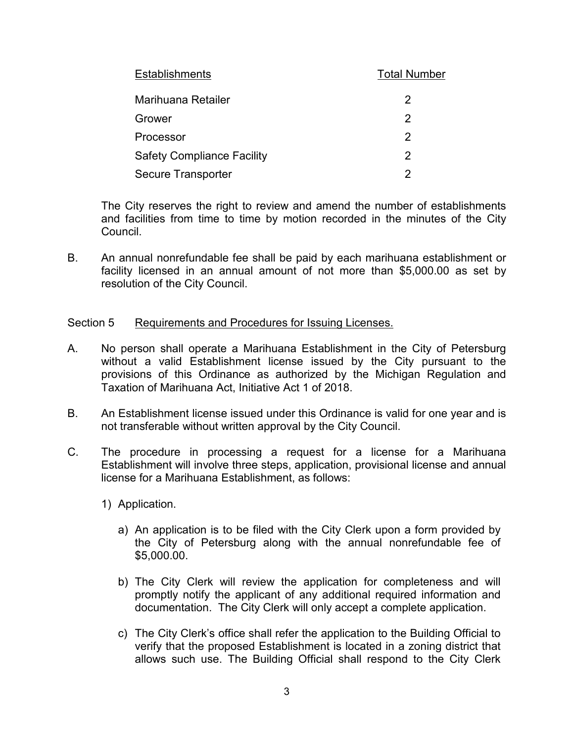| Establishments | Total Number |
| --- | --- |
| Marihuana Retailer | 2 |
| Grower | 2 |
| Processor | 2 |
| Safety Compliance Facility | 2 |
| Secure Transporter | 2 |

The City reserves the right to review and amend the number of establishments and facilities from time to time by motion recorded in the minutes of the City Council.

B. An annual nonrefundable fee shall be paid by each marihuana establishment or facility licensed in an annual amount of not more than $5,000.00 as set by resolution of the City Council.

Section 5 Requirements and Procedures for Issuing Licenses.

A. No person shall operate a Marihuana Establishment in the City of Petersburg without a valid Establishment license issued by the City pursuant to the provisions of this Ordinance as authorized by the Michigan Regulation and Taxation of Marihuana Act, Initiative Act 1 of 2018.

B. An Establishment license issued under this Ordinance is valid for one year and is not transferable without written approval by the City Council.

C. The procedure in processing a request for a license for a Marihuana Establishment will involve three steps, application, provisional license and annual license for a Marihuana Establishment, as follows:

1) Application.

a) An application is to be filed with the City Clerk upon a form provided by the City of Petersburg along with the annual nonrefundable fee of $5,000.00.

b) The City Clerk will review the application for completeness and will promptly notify the applicant of any additional required information and documentation. The City Clerk will only accept a complete application.

c) The City Clerk's office shall refer the application to the Building Official to verify that the proposed Establishment is located in a zoning district that allows such use. The Building Official shall respond to the City Clerk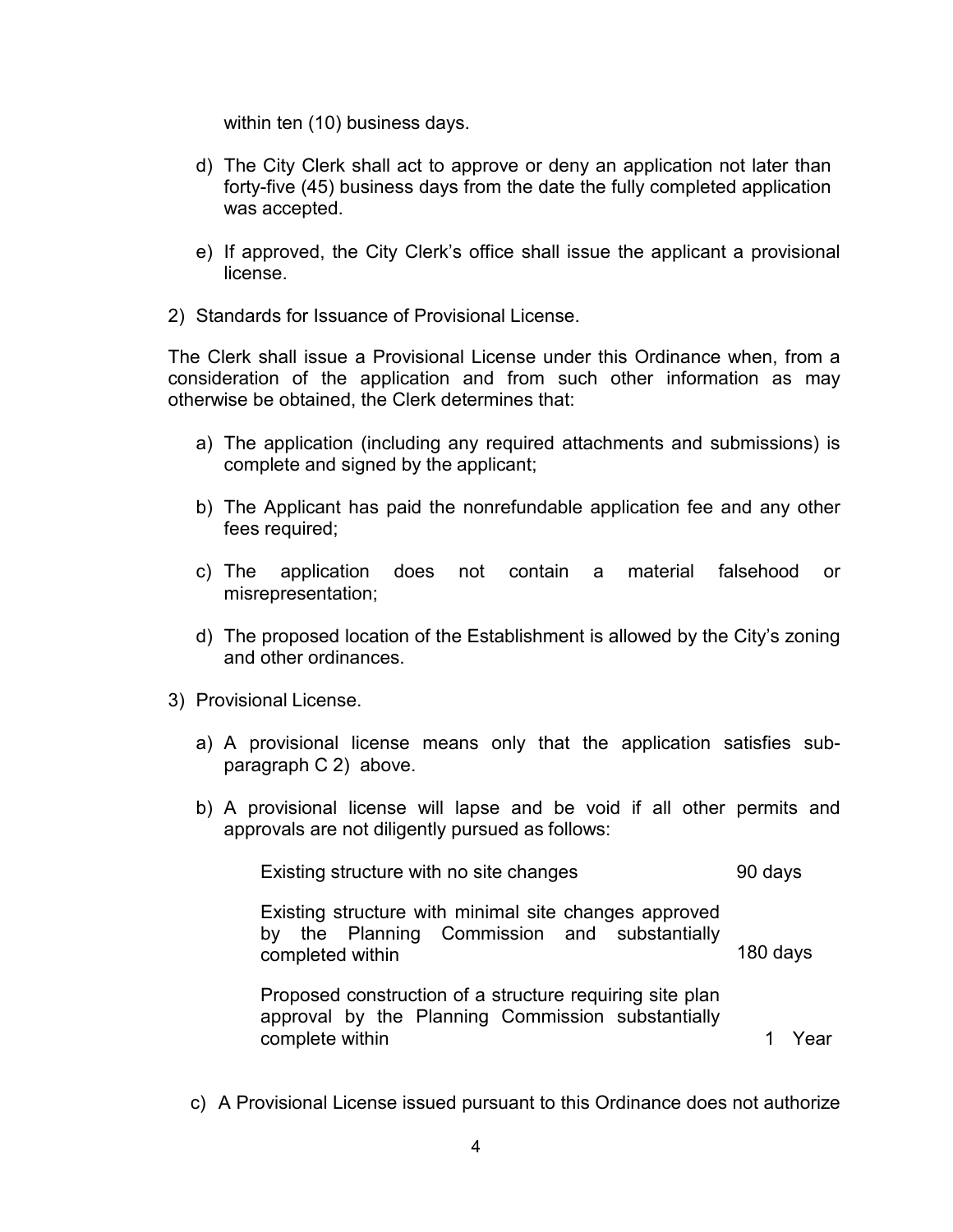within ten (10) business days.

d) The City Clerk shall act to approve or deny an application not later than forty-five (45) business days from the date the fully completed application was accepted.

e) If approved, the City Clerk's office shall issue the applicant a provisional license.

2) Standards for Issuance of Provisional License.

The Clerk shall issue a Provisional License under this Ordinance when, from a consideration of the application and from such other information as may otherwise be obtained, the Clerk determines that:

a) The application (including any required attachments and submissions) is complete and signed by the applicant;

b) The Applicant has paid the nonrefundable application fee and any other fees required;

c) The application does not contain a material falsehood or misrepresentation;

d) The proposed location of the Establishment is allowed by the City's zoning and other ordinances.

3) Provisional License.

a) A provisional license means only that the application satisfies sub-paragraph C 2) above.

b) A provisional license will lapse and be void if all other permits and approvals are not diligently pursued as follows:

| | |
|---|---|
| Existing structure with no site changes | 90 days |
| Existing structure with minimal site changes approved by the Planning Commission and substantially completed within | 180 days |
| Proposed construction of a structure requiring site plan approval by the Planning Commission substantially complete within | 1 Year |

c) A Provisional License issued pursuant to this Ordinance does not authorize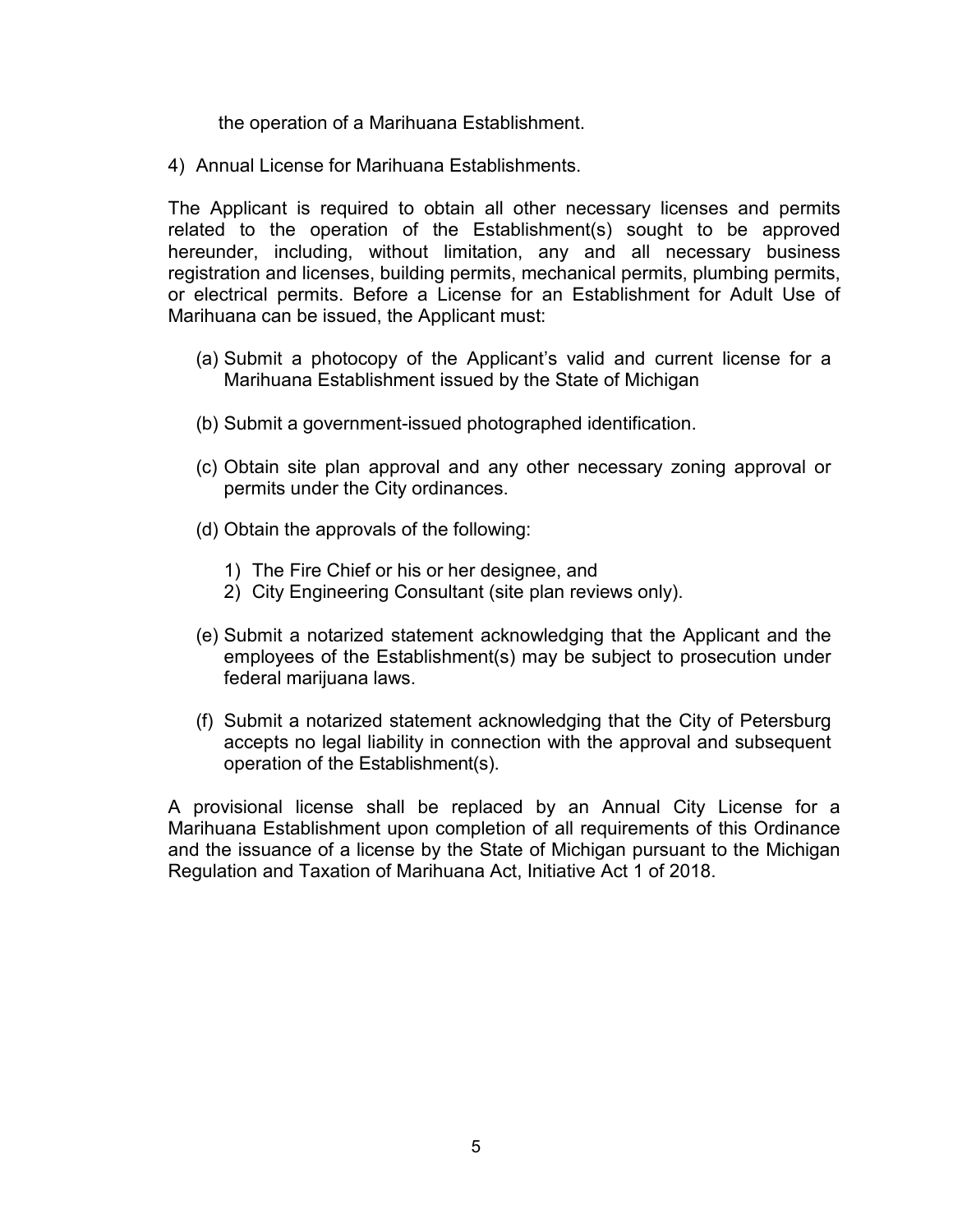the operation of a Marihuana Establishment.

4) Annual License for Marihuana Establishments.

The Applicant is required to obtain all other necessary licenses and permits related to the operation of the Establishment(s) sought to be approved hereunder, including, without limitation, any and all necessary business registration and licenses, building permits, mechanical permits, plumbing permits, or electrical permits. Before a License for an Establishment for Adult Use of Marihuana can be issued, the Applicant must:

(a) Submit a photocopy of the Applicant's valid and current license for a Marihuana Establishment issued by the State of Michigan

(b) Submit a government-issued photographed identification.

(c) Obtain site plan approval and any other necessary zoning approval or permits under the City ordinances.

(d) Obtain the approvals of the following:

  1) The Fire Chief or his or her designee, and
  2) City Engineering Consultant (site plan reviews only).

(e) Submit a notarized statement acknowledging that the Applicant and the employees of the Establishment(s) may be subject to prosecution under federal marijuana laws.

(f) Submit a notarized statement acknowledging that the City of Petersburg accepts no legal liability in connection with the approval and subsequent operation of the Establishment(s).

A provisional license shall be replaced by an Annual City License for a Marihuana Establishment upon completion of all requirements of this Ordinance and the issuance of a license by the State of Michigan pursuant to the Michigan Regulation and Taxation of Marihuana Act, Initiative Act 1 of 2018.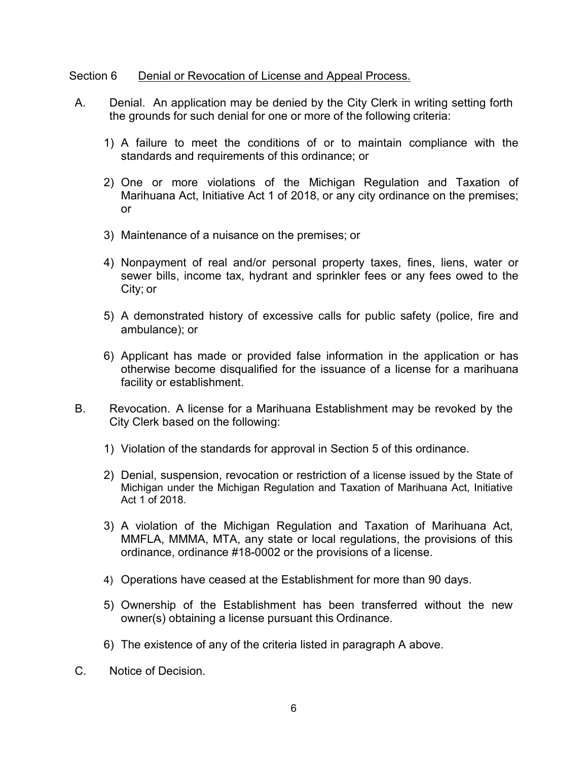Section 6 <u>Denial or Revocation of License and Appeal Process.</u>

A. Denial. An application may be denied by the City Clerk in writing setting forth the grounds for such denial for one or more of the following criteria:

1) A failure to meet the conditions of or to maintain compliance with the standards and requirements of this ordinance; or

2) One or more violations of the Michigan Regulation and Taxation of Marihuana Act, Initiative Act 1 of 2018, or any city ordinance on the premises; or

3) Maintenance of a nuisance on the premises; or

4) Nonpayment of real and/or personal property taxes, fines, liens, water or sewer bills, income tax, hydrant and sprinkler fees or any fees owed to the City; or

5) A demonstrated history of excessive calls for public safety (police, fire and ambulance); or

6) Applicant has made or provided false information in the application or has otherwise become disqualified for the issuance of a license for a marihuana facility or establishment.

B. Revocation. A license for a Marihuana Establishment may be revoked by the City Clerk based on the following:

1) Violation of the standards for approval in Section 5 of this ordinance.

2) Denial, suspension, revocation or restriction of a license issued by the State of Michigan under the Michigan Regulation and Taxation of Marihuana Act, Initiative Act 1 of 2018.

3) A violation of the Michigan Regulation and Taxation of Marihuana Act, MMFLA, MMMA, MTA, any state or local regulations, the provisions of this ordinance, ordinance #18-0002 or the provisions of a license.

4) Operations have ceased at the Establishment for more than 90 days.

5) Ownership of the Establishment has been transferred without the new owner(s) obtaining a license pursuant this Ordinance.

6) The existence of any of the criteria listed in paragraph A above.

C. Notice of Decision.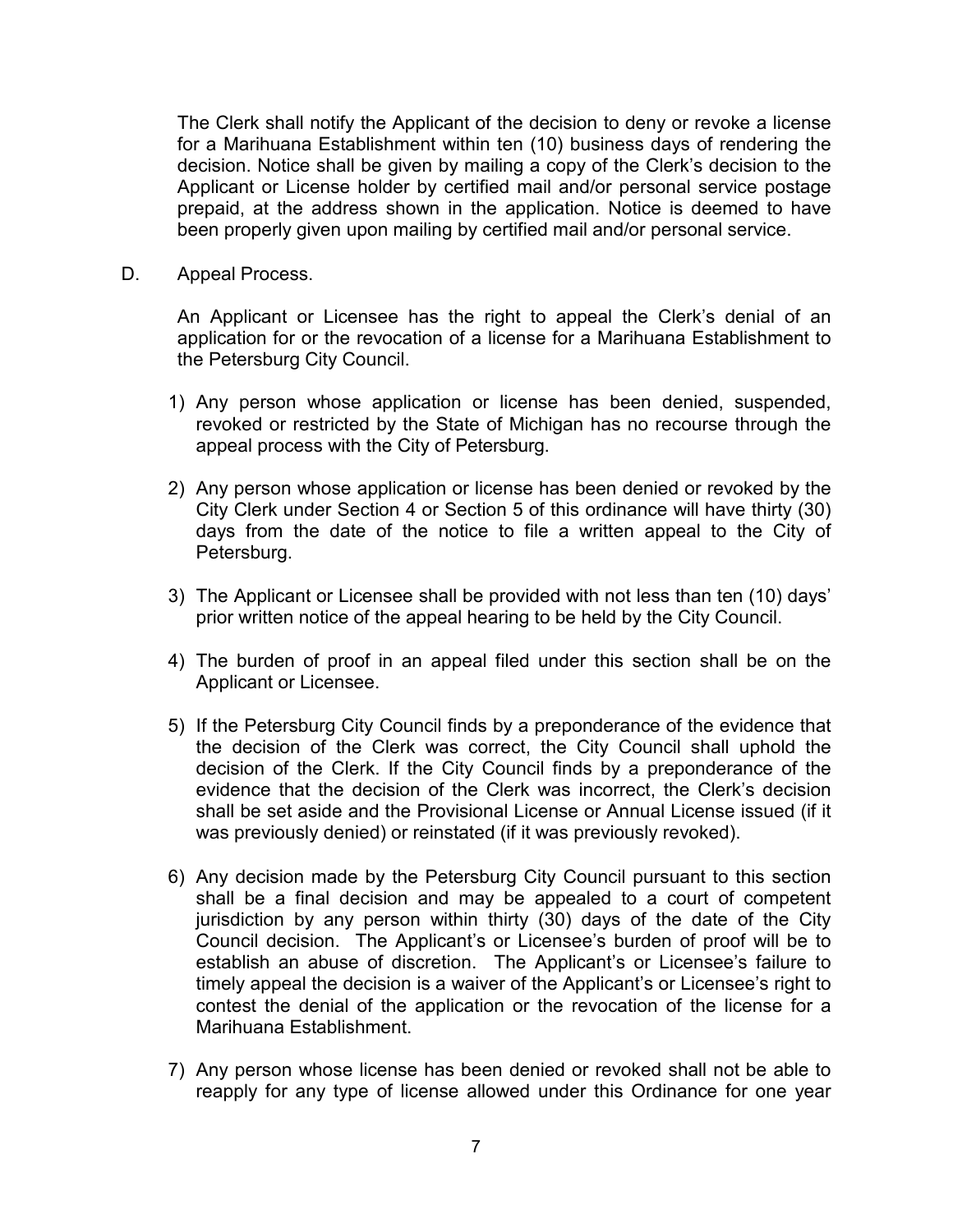The Clerk shall notify the Applicant of the decision to deny or revoke a license for a Marihuana Establishment within ten (10) business days of rendering the decision. Notice shall be given by mailing a copy of the Clerk's decision to the Applicant or License holder by certified mail and/or personal service postage prepaid, at the address shown in the application. Notice is deemed to have been properly given upon mailing by certified mail and/or personal service.

D. Appeal Process.

An Applicant or Licensee has the right to appeal the Clerk's denial of an application for or the revocation of a license for a Marihuana Establishment to the Petersburg City Council.

1) Any person whose application or license has been denied, suspended, revoked or restricted by the State of Michigan has no recourse through the appeal process with the City of Petersburg.

2) Any person whose application or license has been denied or revoked by the City Clerk under Section 4 or Section 5 of this ordinance will have thirty (30) days from the date of the notice to file a written appeal to the City of Petersburg.

3) The Applicant or Licensee shall be provided with not less than ten (10) days' prior written notice of the appeal hearing to be held by the City Council.

4) The burden of proof in an appeal filed under this section shall be on the Applicant or Licensee.

5) If the Petersburg City Council finds by a preponderance of the evidence that the decision of the Clerk was correct, the City Council shall uphold the decision of the Clerk. If the City Council finds by a preponderance of the evidence that the decision of the Clerk was incorrect, the Clerk's decision shall be set aside and the Provisional License or Annual License issued (if it was previously denied) or reinstated (if it was previously revoked).

6) Any decision made by the Petersburg City Council pursuant to this section shall be a final decision and may be appealed to a court of competent jurisdiction by any person within thirty (30) days of the date of the City Council decision. The Applicant's or Licensee's burden of proof will be to establish an abuse of discretion. The Applicant's or Licensee's failure to timely appeal the decision is a waiver of the Applicant's or Licensee's right to contest the denial of the application or the revocation of the license for a Marihuana Establishment.

7) Any person whose license has been denied or revoked shall not be able to reapply for any type of license allowed under this Ordinance for one year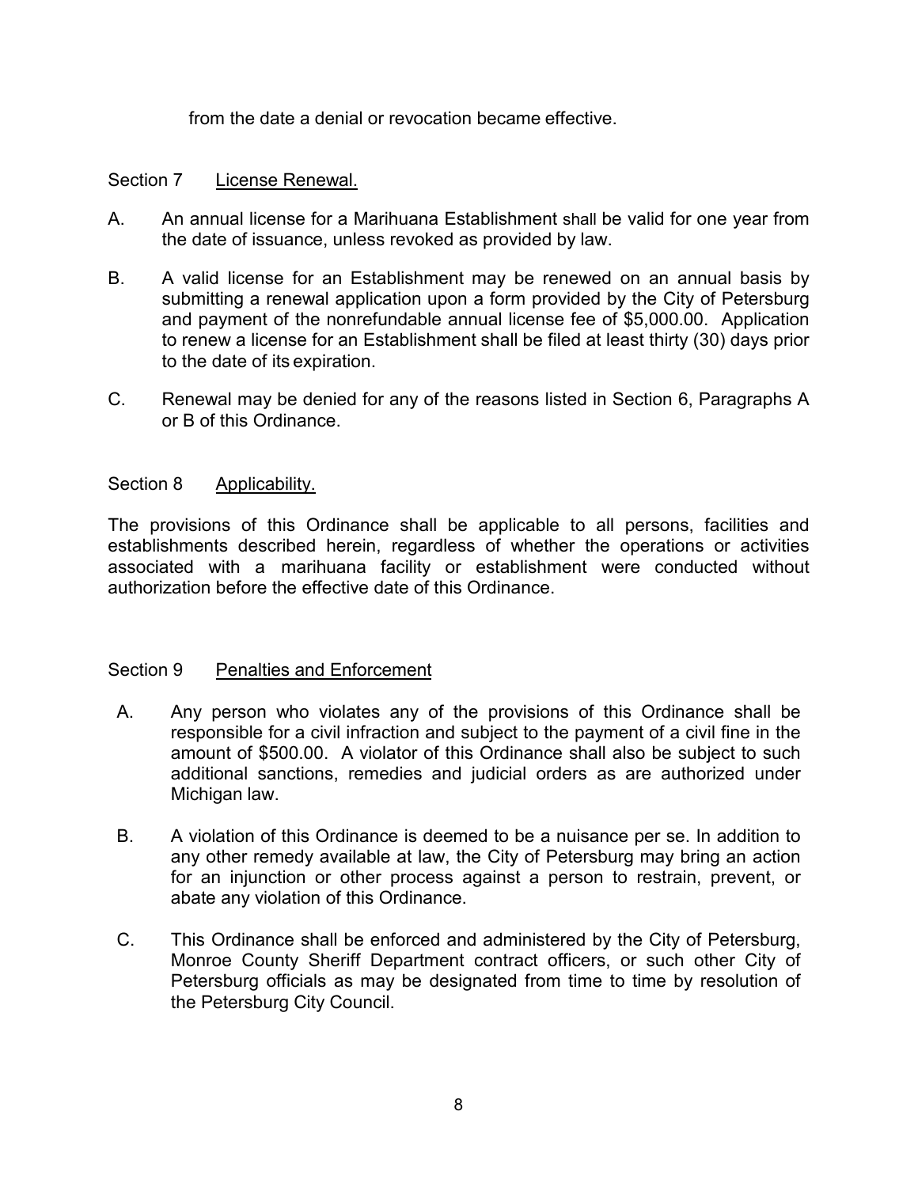from the date a denial or revocation became effective.

Section 7 License Renewal.

A. An annual license for a Marihuana Establishment shall be valid for one year from the date of issuance, unless revoked as provided by law.

B. A valid license for an Establishment may be renewed on an annual basis by submitting a renewal application upon a form provided by the City of Petersburg and payment of the nonrefundable annual license fee of $5,000.00. Application to renew a license for an Establishment shall be filed at least thirty (30) days prior to the date of its expiration.

C. Renewal may be denied for any of the reasons listed in Section 6, Paragraphs A or B of this Ordinance.

Section 8 Applicability.

The provisions of this Ordinance shall be applicable to all persons, facilities and establishments described herein, regardless of whether the operations or activities associated with a marihuana facility or establishment were conducted without authorization before the effective date of this Ordinance.

Section 9 Penalties and Enforcement

A. Any person who violates any of the provisions of this Ordinance shall be responsible for a civil infraction and subject to the payment of a civil fine in the amount of $500.00. A violator of this Ordinance shall also be subject to such additional sanctions, remedies and judicial orders as are authorized under Michigan law.

B. A violation of this Ordinance is deemed to be a nuisance per se. In addition to any other remedy available at law, the City of Petersburg may bring an action for an injunction or other process against a person to restrain, prevent, or abate any violation of this Ordinance.

C. This Ordinance shall be enforced and administered by the City of Petersburg, Monroe County Sheriff Department contract officers, or such other City of Petersburg officials as may be designated from time to time by resolution of the Petersburg City Council.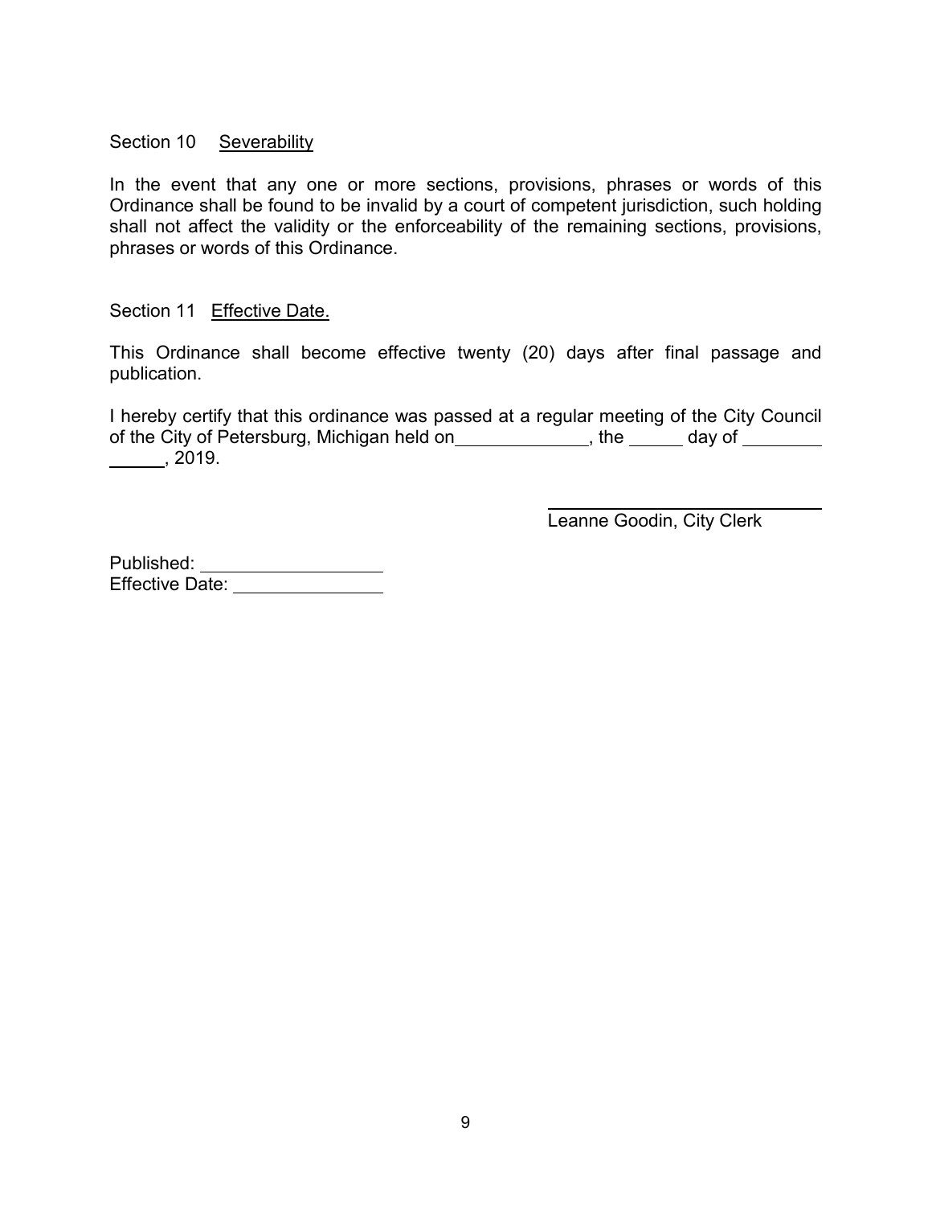Section 10 Severability

In the event that any one or more sections, provisions, phrases or words of this Ordinance shall be found to be invalid by a court of competent jurisdiction, such holding shall not affect the validity or the enforceability of the remaining sections, provisions, phrases or words of this Ordinance.

Section 11 Effective Date.

This Ordinance shall become effective twenty (20) days after final passage and publication.

I hereby certify that this ordinance was passed at a regular meeting of the City Council of the City of Petersburg, Michigan held on_____________, the _____ day of ________ ______, 2019.

_____________________________
Leanne Goodin, City Clerk

Published: __________________
Effective Date: _______________